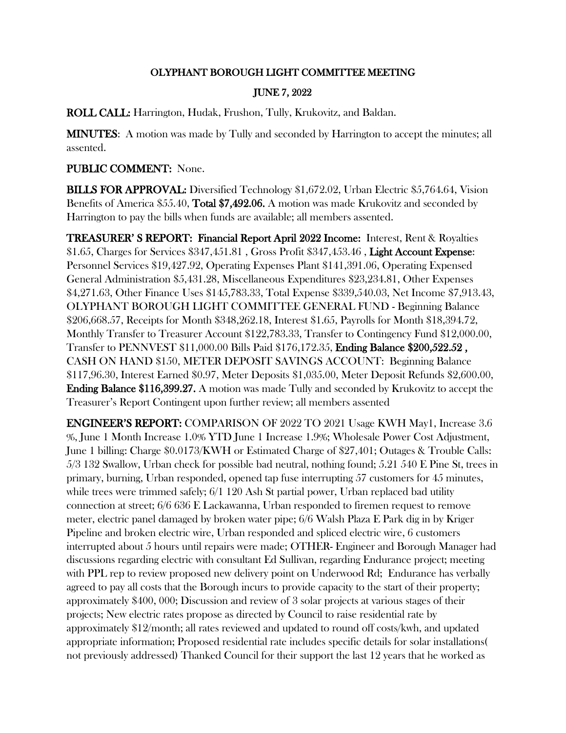**OLYPHANT BOROUGH LIGHT COMMITTEE MEETING**

**JUNE 7, 2022**

**ROLL CALL:** Harrington, Hudak, Frushon, Tully, Krukovitz, and Baldan.

**MINUTES**: A motion was made by Tully and seconded by Harrington to accept the minutes; all assented.

**PUBLIC COMMENT:** None.

**BILLS FOR APPROVAL:** Diversified Technology $1,672.02, Urban Electric $5,764.64, Vision Benefits of America $55.40, **Total $7,492.06.** A motion was made Krukovitz and seconded by Harrington to pay the bills when funds are available; all members assented.

**TREASURER' S REPORT: Financial Report April 2022 Income:** Interest, Rent & Royalties $1.65, Charges for Services $347,451.81 , Gross Profit $347,453.46 , **Light Account Expense**: Personnel Services $19,427.92, Operating Expenses Plant $141,391.06, Operating Expensed General Administration $5,431.28, Miscellaneous Expenditures $23,234.81, Other Expenses $4,271.63, Other Finance Uses $145,783.33, Total Expense $339,540.03, Net Income $7,913.43, OLYPHANT BOROUGH LIGHT COMMITTEE GENERAL FUND - Beginning Balance $206,668.57, Receipts for Month $348,262.18, Interest $1.65, Payrolls for Month $18,394.72, Monthly Transfer to Treasurer Account $122,783.33, Transfer to Contingency Fund $12,000.00, Transfer to PENNVEST $11,000.00 Bills Paid $176,172.35, **Ending Balance $200,522.52 ,** CASH ON HAND $150, METER DEPOSIT SAVINGS ACCOUNT: Beginning Balance $117,96.30, Interest Earned $0.97, Meter Deposits $1,035.00, Meter Deposit Refunds $2,600.00, **Ending Balance $116,399.27.** A motion was made Tully and seconded by Krukovitz to accept the Treasurer's Report Contingent upon further review; all members assented

**ENGINEER'S REPORT:** COMPARISON OF 2022 TO 2021 Usage KWH May1, Increase 3.6 %, June 1 Month Increase 1.0% YTD June 1 Increase 1.9%; Wholesale Power Cost Adjustment, June 1 billing: Charge $0.0173/KWH or Estimated Charge of $27,401; Outages & Trouble Calls: 5/3 132 Swallow, Urban check for possible bad neutral, nothing found; 5.21 540 E Pine St, trees in primary, burning, Urban responded, opened tap fuse interrupting 57 customers for 45 minutes, while trees were trimmed safely; 6/1 120 Ash St partial power, Urban replaced bad utility connection at street; 6/6 636 E Lackawanna, Urban responded to firemen request to remove meter, electric panel damaged by broken water pipe; 6/6 Walsh Plaza E Park dig in by Kriger Pipeline and broken electric wire, Urban responded and spliced electric wire, 6 customers interrupted about 5 hours until repairs were made; OTHER- Engineer and Borough Manager had discussions regarding electric with consultant Ed Sullivan, regarding Endurance project; meeting with PPL rep to review proposed new delivery point on Underwood Rd; Endurance has verbally agreed to pay all costs that the Borough incurs to provide capacity to the start of their property; approximately $400, 000; Discussion and review of 3 solar projects at various stages of their projects; New electric rates propose as directed by Council to raise residential rate by approximately $12/month; all rates reviewed and updated to round off costs/kwh, and updated appropriate information; Proposed residential rate includes specific details for solar installations( not previously addressed) Thanked Council for their support the last 12 years that he worked as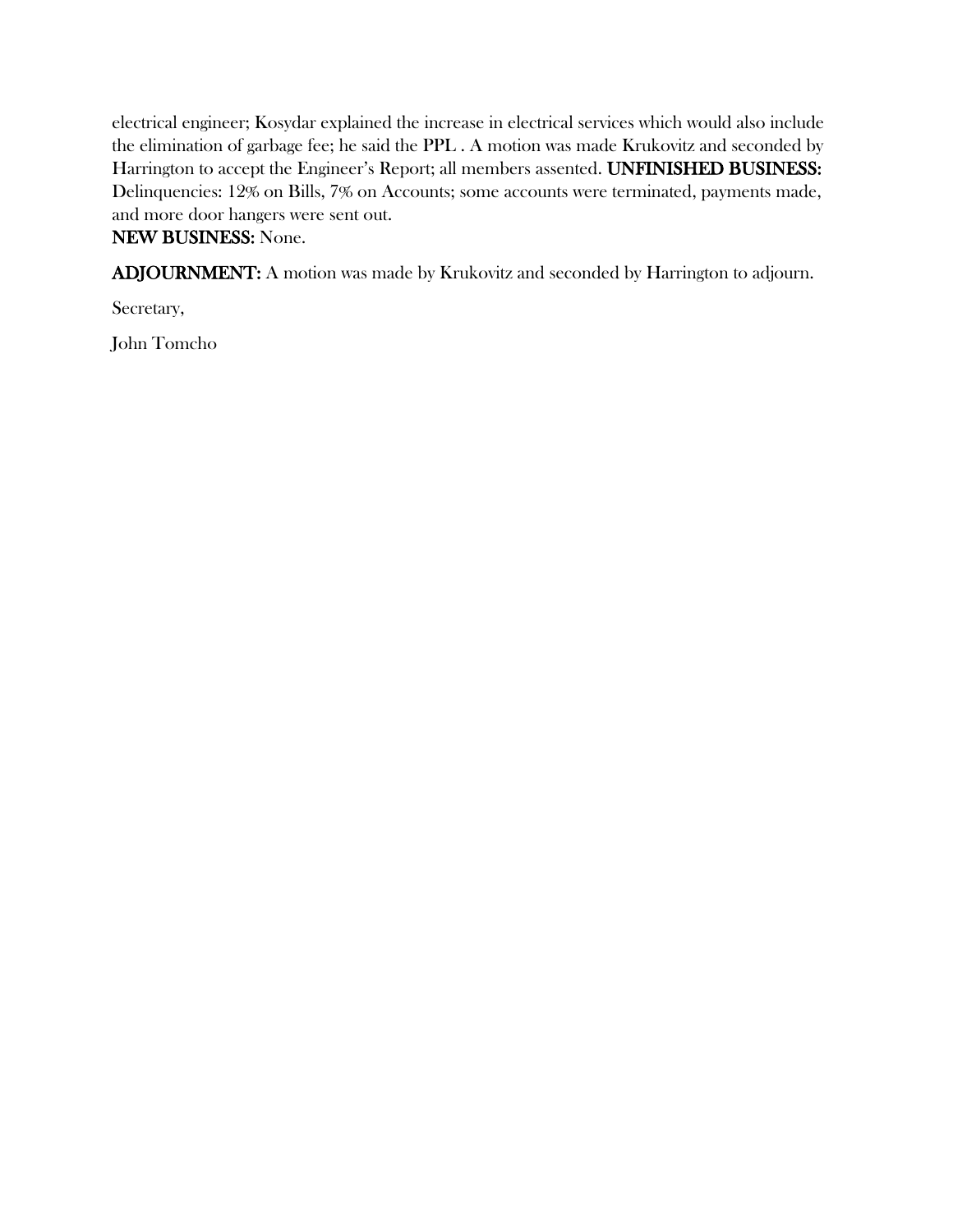electrical engineer; Kosydar explained the increase in electrical services which would also include the elimination of garbage fee; he said the PPL . A motion was made Krukovitz and seconded by Harrington to accept the Engineer's Report; all members assented. **UNFINISHED BUSINESS:** Delinquencies: 12% on Bills, 7% on Accounts; some accounts were terminated, payments made, and more door hangers were sent out.

**NEW BUSINESS:** None.

**ADJOURNMENT:** A motion was made by Krukovitz and seconded by Harrington to adjourn.

Secretary,

John Tomcho